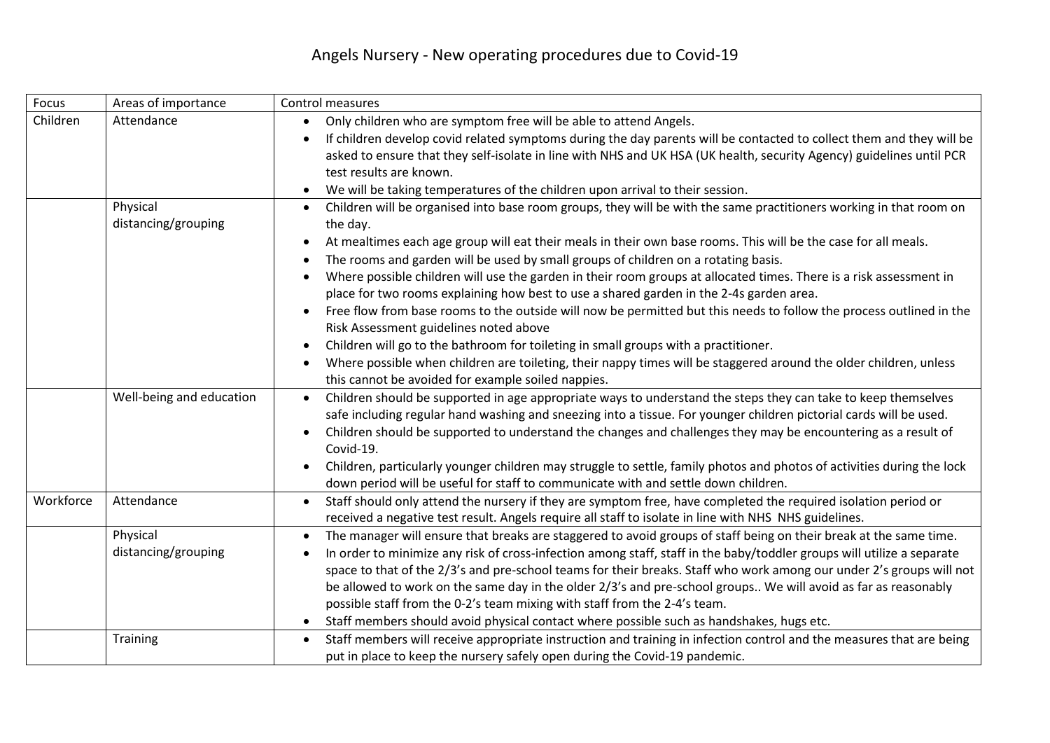# Angels Nursery - New operating procedures due to Covid-19

| Focus | Areas of importance | Control measures |
|---|---|---|
| Children | Attendance | • Only children who are symptom free will be able to attend Angels.<br>• If children develop covid related symptoms during the day parents will be contacted to collect them and they will be asked to ensure that they self-isolate in line with NHS and UK HSA (UK health, security Agency) guidelines until PCR test results are known.<br>• We will be taking temperatures of the children upon arrival to their session. |
| | Physical distancing/grouping | • Children will be organised into base room groups, they will be with the same practitioners working in that room on the day.<br>• At mealtimes each age group will eat their meals in their own base rooms. This will be the case for all meals.<br>• The rooms and garden will be used by small groups of children on a rotating basis.<br>• Where possible children will use the garden in their room groups at allocated times. There is a risk assessment in place for two rooms explaining how best to use a shared garden in the 2-4s garden area.<br>• Free flow from base rooms to the outside will now be permitted but this needs to follow the process outlined in the Risk Assessment guidelines noted above<br>• Children will go to the bathroom for toileting in small groups with a practitioner.<br>• Where possible when children are toileting, their nappy times will be staggered around the older children, unless this cannot be avoided for example soiled nappies. |
| | Well-being and education | • Children should be supported in age appropriate ways to understand the steps they can take to keep themselves safe including regular hand washing and sneezing into a tissue. For younger children pictorial cards will be used.<br>• Children should be supported to understand the changes and challenges they may be encountering as a result of Covid-19.<br>• Children, particularly younger children may struggle to settle, family photos and photos of activities during the lock down period will be useful for staff to communicate with and settle down children. |
| Workforce | Attendance | • Staff should only attend the nursery if they are symptom free, have completed the required isolation period or received a negative test result. Angels require all staff to isolate in line with NHS NHS guidelines. |
| | Physical distancing/grouping | • The manager will ensure that breaks are staggered to avoid groups of staff being on their break at the same time.<br>• In order to minimize any risk of cross-infection among staff, staff in the baby/toddler groups will utilize a separate space to that of the 2/3's and pre-school teams for their breaks. Staff who work among our under 2's groups will not be allowed to work on the same day in the older 2/3's and pre-school groups.. We will avoid as far as reasonably possible staff from the 0-2's team mixing with staff from the 2-4's team.<br>• Staff members should avoid physical contact where possible such as handshakes, hugs etc. |
| | Training | • Staff members will receive appropriate instruction and training in infection control and the measures that are being put in place to keep the nursery safely open during the Covid-19 pandemic. |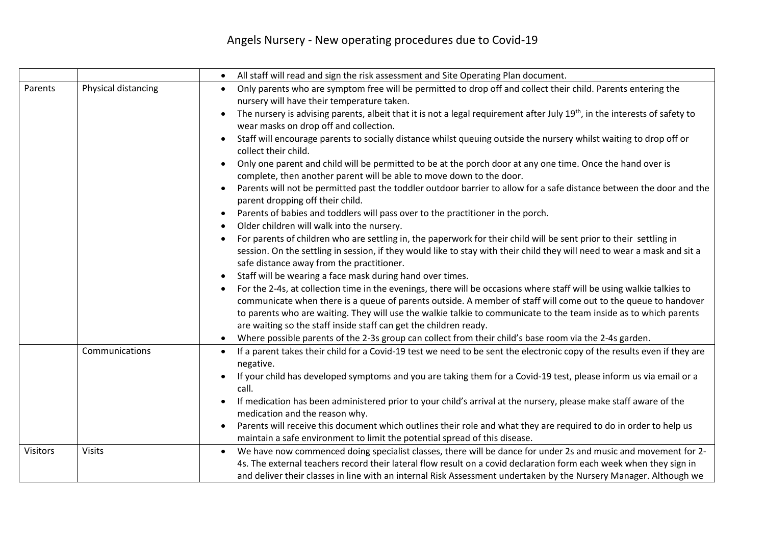Angels Nursery - New operating procedures due to Covid-19

| | | |
|---|---|---|
| | | • All staff will read and sign the risk assessment and Site Operating Plan document. |
| Parents | Physical distancing | • Only parents who are symptom free will be permitted to drop off and collect their child. Parents entering the nursery will have their temperature taken.<br>• The nursery is advising parents, albeit that it is not a legal requirement after July 19th, in the interests of safety to wear masks on drop off and collection.<br>• Staff will encourage parents to socially distance whilst queuing outside the nursery whilst waiting to drop off or collect their child.<br>• Only one parent and child will be permitted to be at the porch door at any one time. Once the hand over is complete, then another parent will be able to move down to the door.<br>• Parents will not be permitted past the toddler outdoor barrier to allow for a safe distance between the door and the parent dropping off their child.<br>• Parents of babies and toddlers will pass over to the practitioner in the porch.<br>• Older children will walk into the nursery.<br>• For parents of children who are settling in, the paperwork for their child will be sent prior to their settling in session. On the settling in session, if they would like to stay with their child they will need to wear a mask and sit a safe distance away from the practitioner.<br>• Staff will be wearing a face mask during hand over times.<br>• For the 2-4s, at collection time in the evenings, there will be occasions where staff will be using walkie talkies to communicate when there is a queue of parents outside. A member of staff will come out to the queue to handover to parents who are waiting. They will use the walkie talkie to communicate to the team inside as to which parents are waiting so the staff inside staff can get the children ready.<br>• Where possible parents of the 2-3s group can collect from their child's base room via the 2-4s garden. |
| | Communications | • If a parent takes their child for a Covid-19 test we need to be sent the electronic copy of the results even if they are negative.<br>• If your child has developed symptoms and you are taking them for a Covid-19 test, please inform us via email or a call.<br>• If medication has been administered prior to your child's arrival at the nursery, please make staff aware of the medication and the reason why.<br>• Parents will receive this document which outlines their role and what they are required to do in order to help us maintain a safe environment to limit the potential spread of this disease. |
| Visitors | Visits | • We have now commenced doing specialist classes, there will be dance for under 2s and music and movement for 2-4s. The external teachers record their lateral flow result on a covid declaration form each week when they sign in and deliver their classes in line with an internal Risk Assessment undertaken by the Nursery Manager. Although we |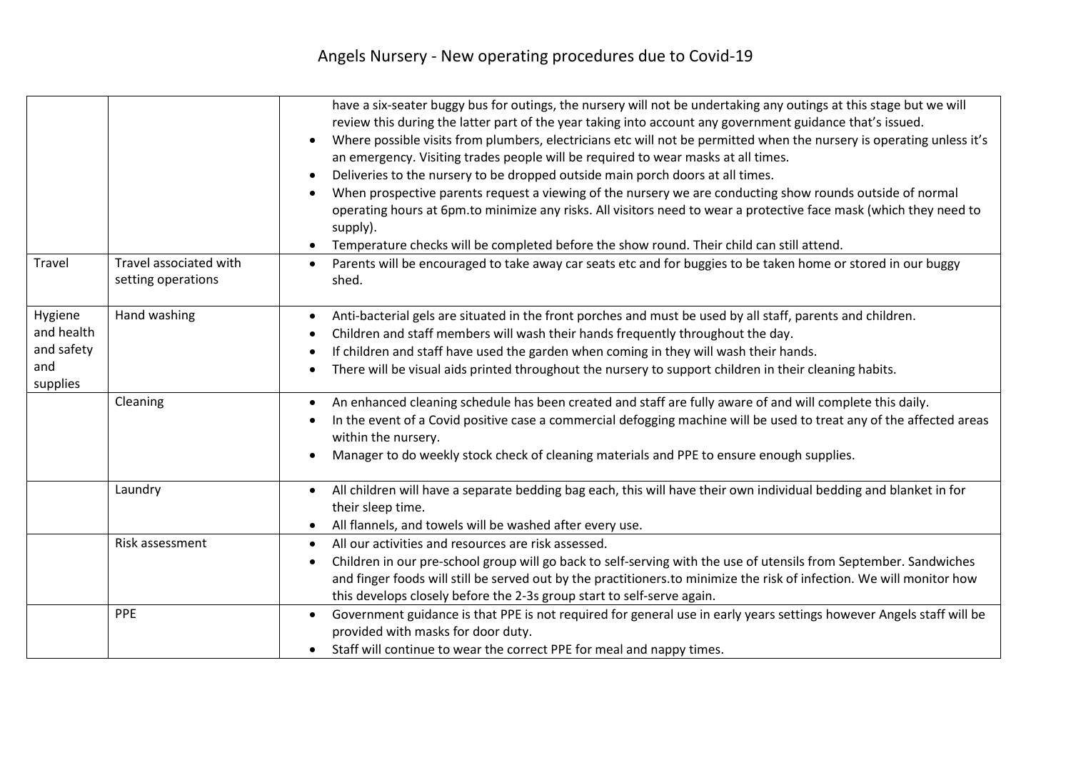# Angels Nursery - New operating procedures due to Covid-19

| | | |
|---|---|---|
| | | have a six-seater buggy bus for outings, the nursery will not be undertaking any outings at this stage but we will review this during the latter part of the year taking into account any government guidance that's issued.<br>• Where possible visits from plumbers, electricians etc will not be permitted when the nursery is operating unless it's an emergency. Visiting trades people will be required to wear masks at all times.<br>• Deliveries to the nursery to be dropped outside main porch doors at all times.<br>• When prospective parents request a viewing of the nursery we are conducting show rounds outside of normal operating hours at 6pm.to minimize any risks. All visitors need to wear a protective face mask (which they need to supply).<br>• Temperature checks will be completed before the show round. Their child can still attend. |
| Travel | Travel associated with setting operations | • Parents will be encouraged to take away car seats etc and for buggies to be taken home or stored in our buggy shed. |
| Hygiene and health and safety and supplies | Hand washing | • Anti-bacterial gels are situated in the front porches and must be used by all staff, parents and children.<br>• Children and staff members will wash their hands frequently throughout the day.<br>• If children and staff have used the garden when coming in they will wash their hands.<br>• There will be visual aids printed throughout the nursery to support children in their cleaning habits. |
| | Cleaning | • An enhanced cleaning schedule has been created and staff are fully aware of and will complete this daily.<br>• In the event of a Covid positive case a commercial defogging machine will be used to treat any of the affected areas within the nursery.<br>• Manager to do weekly stock check of cleaning materials and PPE to ensure enough supplies. |
| | Laundry | • All children will have a separate bedding bag each, this will have their own individual bedding and blanket in for their sleep time.<br>• All flannels, and towels will be washed after every use. |
| | Risk assessment | • All our activities and resources are risk assessed.<br>• Children in our pre-school group will go back to self-serving with the use of utensils from September. Sandwiches and finger foods will still be served out by the practitioners.to minimize the risk of infection. We will monitor how this develops closely before the 2-3s group start to self-serve again. |
| | PPE | • Government guidance is that PPE is not required for general use in early years settings however Angels staff will be provided with masks for door duty.<br>• Staff will continue to wear the correct PPE for meal and nappy times. |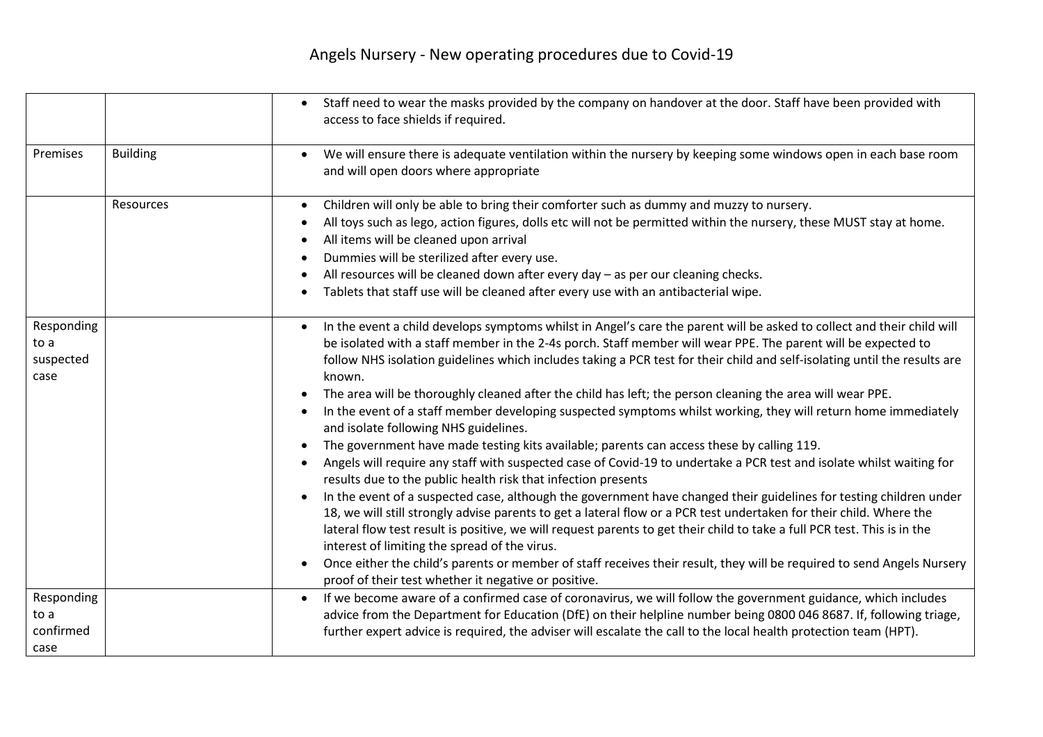# Angels Nursery - New operating procedures due to Covid-19

| | | |
|---|---|---|
| | | • Staff need to wear the masks provided by the company on handover at the door. Staff have been provided with access to face shields if required. |
| Premises | Building | • We will ensure there is adequate ventilation within the nursery by keeping some windows open in each base room and will open doors where appropriate |
| | Resources | • Children will only be able to bring their comforter such as dummy and muzzy to nursery.<br>• All toys such as lego, action figures, dolls etc will not be permitted within the nursery, these MUST stay at home.<br>• All items will be cleaned upon arrival<br>• Dummies will be sterilized after every use.<br>• All resources will be cleaned down after every day – as per our cleaning checks.<br>• Tablets that staff use will be cleaned after every use with an antibacterial wipe. |
| Responding to a suspected case | | • In the event a child develops symptoms whilst in Angel's care the parent will be asked to collect and their child will be isolated with a staff member in the 2-4s porch. Staff member will wear PPE. The parent will be expected to follow NHS isolation guidelines which includes taking a PCR test for their child and self-isolating until the results are known.<br>• The area will be thoroughly cleaned after the child has left; the person cleaning the area will wear PPE.<br>• In the event of a staff member developing suspected symptoms whilst working, they will return home immediately and isolate following NHS guidelines.<br>• The government have made testing kits available; parents can access these by calling 119.<br>• Angels will require any staff with suspected case of Covid-19 to undertake a PCR test and isolate whilst waiting for results due to the public health risk that infection presents<br>• In the event of a suspected case, although the government have changed their guidelines for testing children under 18, we will still strongly advise parents to get a lateral flow or a PCR test undertaken for their child. Where the lateral flow test result is positive, we will request parents to get their child to take a full PCR test. This is in the interest of limiting the spread of the virus.<br>• Once either the child's parents or member of staff receives their result, they will be required to send Angels Nursery proof of their test whether it negative or positive. |
| Responding to a confirmed case | | • If we become aware of a confirmed case of coronavirus, we will follow the government guidance, which includes advice from the Department for Education (DfE) on their helpline number being 0800 046 8687. If, following triage, further expert advice is required, the adviser will escalate the call to the local health protection team (HPT). |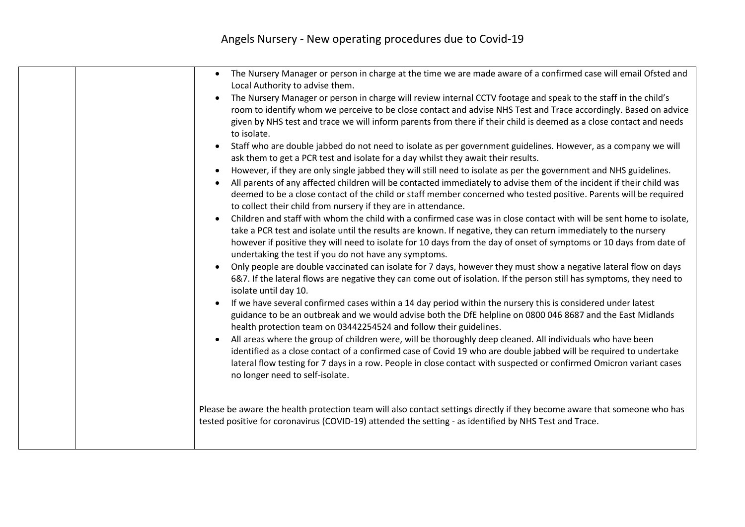# Angels Nursery - New operating procedures due to Covid-19

| | | |
|---|---|---|
| | | • The Nursery Manager or person in charge at the time we are made aware of a confirmed case will email Ofsted and Local Authority to advise them.<br>• The Nursery Manager or person in charge will review internal CCTV footage and speak to the staff in the child's room to identify whom we perceive to be close contact and advise NHS Test and Trace accordingly. Based on advice given by NHS test and trace we will inform parents from there if their child is deemed as a close contact and needs to isolate.<br>• Staff who are double jabbed do not need to isolate as per government guidelines. However, as a company we will ask them to get a PCR test and isolate for a day whilst they await their results.<br>• However, if they are only single jabbed they will still need to isolate as per the government and NHS guidelines.<br>• All parents of any affected children will be contacted immediately to advise them of the incident if their child was deemed to be a close contact of the child or staff member concerned who tested positive. Parents will be required to collect their child from nursery if they are in attendance.<br>• Children and staff with whom the child with a confirmed case was in close contact with will be sent home to isolate, take a PCR test and isolate until the results are known. If negative, they can return immediately to the nursery however if positive they will need to isolate for 10 days from the day of onset of symptoms or 10 days from date of undertaking the test if you do not have any symptoms.<br>• Only people are double vaccinated can isolate for 7 days, however they must show a negative lateral flow on days 6&7. If the lateral flows are negative they can come out of isolation. If the person still has symptoms, they need to isolate until day 10.<br>• If we have several confirmed cases within a 14 day period within the nursery this is considered under latest guidance to be an outbreak and we would advise both the DfE helpline on 0800 046 8687 and the East Midlands health protection team on 03442254524 and follow their guidelines.<br>• All areas where the group of children were, will be thoroughly deep cleaned. All individuals who have been identified as a close contact of a confirmed case of Covid 19 who are double jabbed will be required to undertake lateral flow testing for 7 days in a row. People in close contact with suspected or confirmed Omicron variant cases no longer need to self-isolate.<br><br>Please be aware the health protection team will also contact settings directly if they become aware that someone who has tested positive for coronavirus (COVID-19) attended the setting - as identified by NHS Test and Trace. |